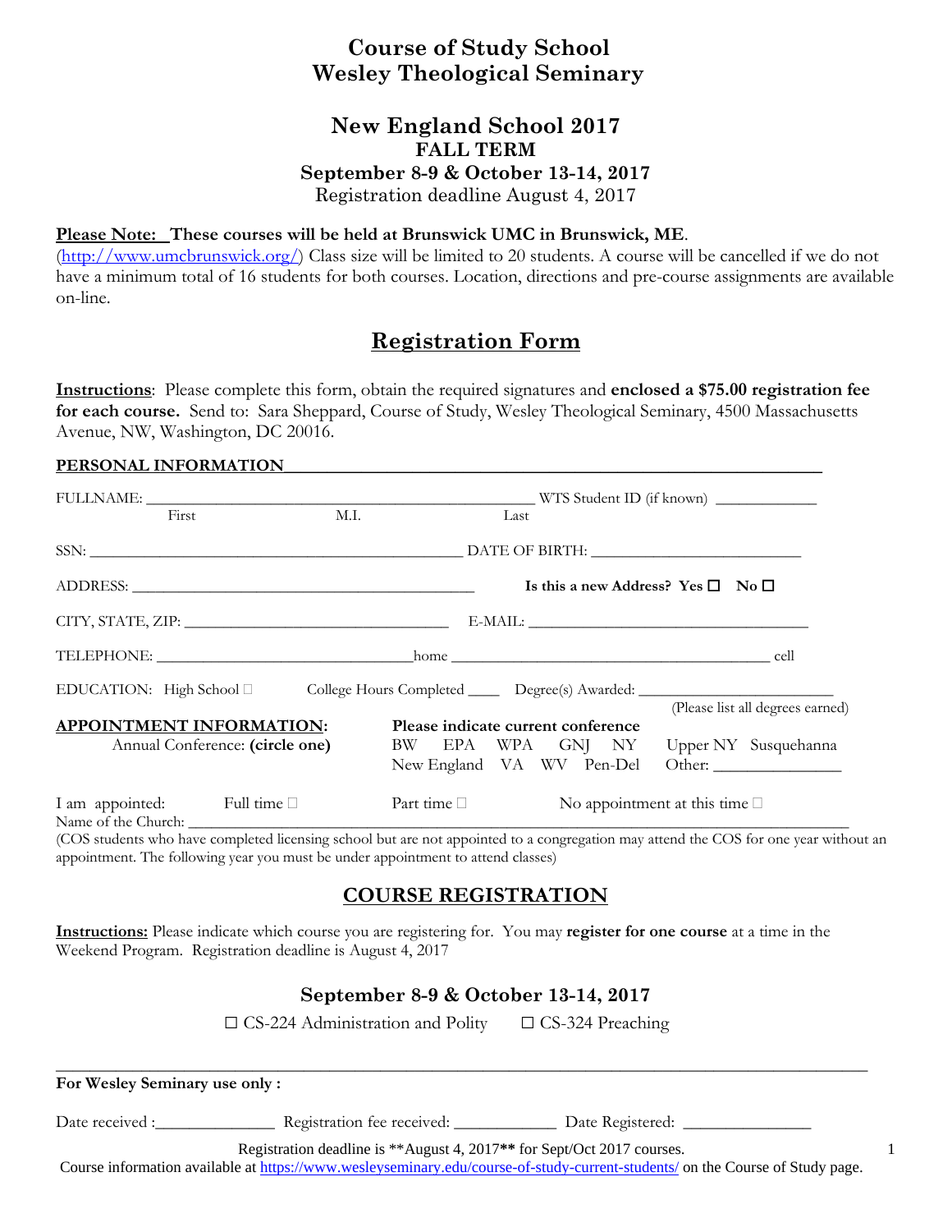# Course of Study School
# Wesley Theological Seminary

## New England School 2017
### FALL TERM
### September 8-9 & October 13-14, 2017
Registration deadline August 4, 2017

**Please Note: These courses will be held at Brunswick UMC in Brunswick, ME.**
(http://www.umcbrunswick.org/) Class size will be limited to 20 students. A course will be cancelled if we do not have a minimum total of 16 students for both courses. Location, directions and pre-course assignments are available on-line.

## Registration Form

**Instructions**: Please complete this form, obtain the required signatures and **enclosed a $75.00 registration fee for each course.** Send to: Sara Sheppard, Course of Study, Wesley Theological Seminary, 4500 Massachusetts Avenue, NW, Washington, DC 20016.

**PERSONAL INFORMATION**

FULLNAME: ______________________________________ WTS Student ID (if known) ___________
First M.I. Last

SSN: ______________________________________ DATE OF BIRTH: ______________________

ADDRESS: ______________________________________ **Is this a new Address? Yes ☐ No ☐**

CITY, STATE, ZIP: ____________________________ E-MAIL: ______________________________

TELEPHONE: ___________________________home ___________________________________ cell

EDUCATION: High School ☐ College Hours Completed ____ Degree(s) Awarded: ______________________
(Please list all degrees earned)

**APPOINTMENT INFORMATION:**
Annual Conference: **(circle one)**

**Please indicate current conference**
BW EPA WPA GNJ NY Upper NY Susquehanna
New England VA WV Pen-Del Other: ______________

I am appointed: Full time ☐ Part time ☐ No appointment at this time ☐

Name of the Church: ____________________________________________________________

(COS students who have completed licensing school but are not appointed to a congregation may attend the COS for one year without an appointment. The following year you must be under appointment to attend classes)

## COURSE REGISTRATION

**Instructions:** Please indicate which course you are registering for. You may **register for one course** at a time in the Weekend Program. Registration deadline is August 4, 2017

### September 8-9 & October 13-14, 2017

☐ CS-224 Administration and Polity ☐ CS-324 Preaching

---

**For Wesley Seminary use only :**

Date received :______________ Registration fee received: ____________ Date Registered: _______________

Registration deadline is **August 4, 2017** for Sept/Oct 2017 courses.
Course information available at https://www.wesleyseminary.edu/course-of-study-current-students/ on the Course of Study page.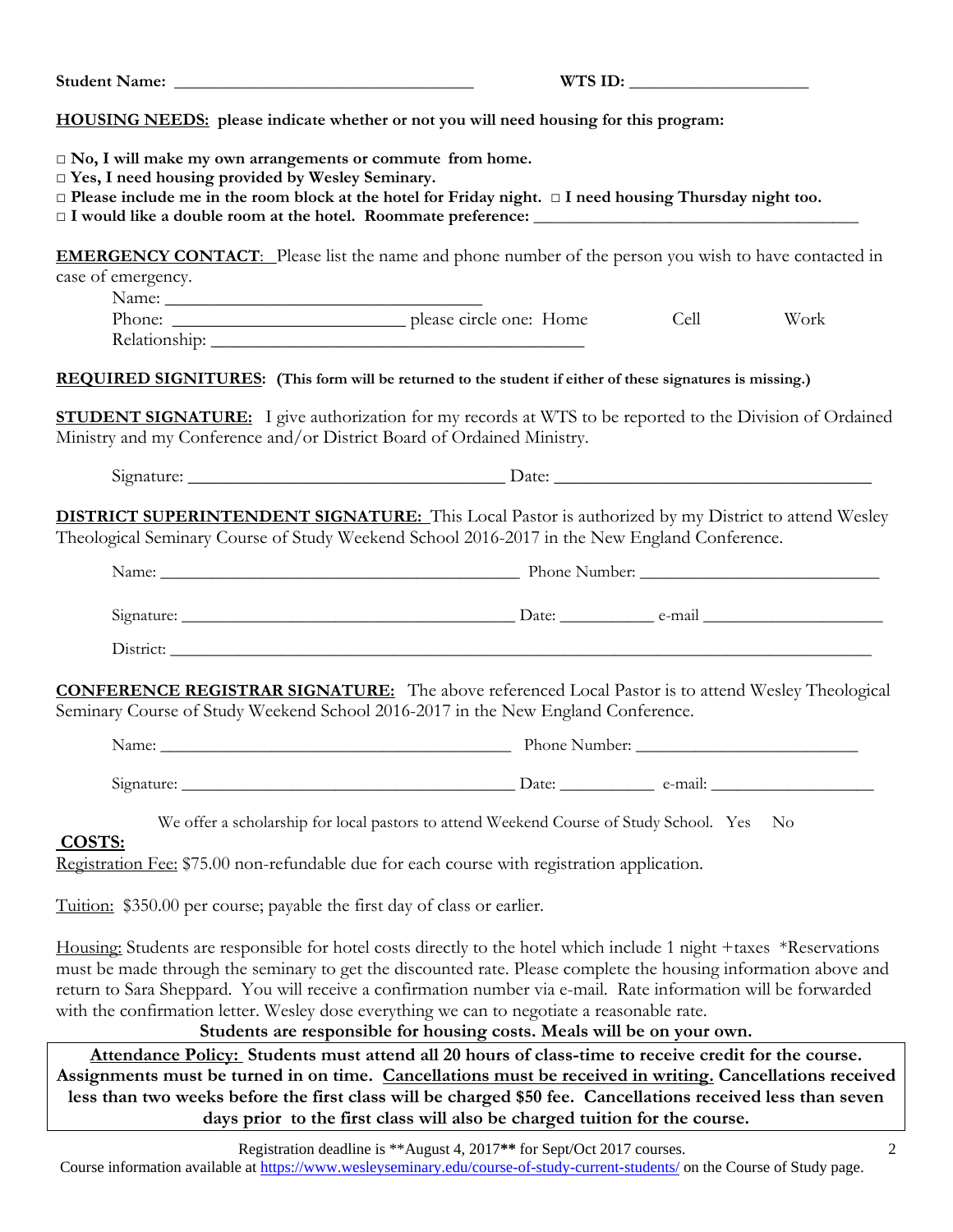**Student Name:** ___________________________________ **WTS ID:** ____________________

**HOUSING NEEDS: please indicate whether or not you will need housing for this program:**

□ **No, I will make my own arrangements or commute from home.**
□ **Yes, I need housing provided by Wesley Seminary.**
□ **Please include me in the room block at the hotel for Friday night.** □ **I need housing Thursday night too.**
□ **I would like a double room at the hotel. Roommate preference:** ______________________________________

**EMERGENCY CONTACT**: Please list the name and phone number of the person you wish to have contacted in case of emergency.

Name: ___________________________________
Phone: _________________________ please circle one: Home Cell Work
Relationship: ________________________________________

**REQUIRED SIGNITURES: (This form will be returned to the student if either of these signatures is missing.)**

**STUDENT SIGNATURE:** I give authorization for my records at WTS to be reported to the Division of Ordained Ministry and my Conference and/or District Board of Ordained Ministry.

Signature: ___________________________________ Date: ___________________________________

**DISTRICT SUPERINTENDENT SIGNATURE:** This Local Pastor is authorized by my District to attend Wesley Theological Seminary Course of Study Weekend School 2016-2017 in the New England Conference.

Name: ________________________________________ Phone Number: ___________________________

Signature: _____________________________________ Date: ___________ e-mail _____________________

District: ______________________________________________________________________________

**CONFERENCE REGISTRAR SIGNATURE:** The above referenced Local Pastor is to attend Wesley Theological Seminary Course of Study Weekend School 2016-2017 in the New England Conference.

Name: ________________________________________ Phone Number: _________________________

Signature: _____________________________________ Date: ___________ e-mail: ____________________

We offer a scholarship for local pastors to attend Weekend Course of Study School. Yes No

**COSTS:**

Registration Fee: $75.00 non-refundable due for each course with registration application.

Tuition: $350.00 per course; payable the first day of class or earlier.

Housing: Students are responsible for hotel costs directly to the hotel which include 1 night +taxes *Reservations must be made through the seminary to get the discounted rate. Please complete the housing information above and return to Sara Sheppard. You will receive a confirmation number via e-mail. Rate information will be forwarded with the confirmation letter. Wesley dose everything we can to negotiate a reasonable rate.

**Students are responsible for housing costs. Meals will be on your own.**

**Attendance Policy: Students must attend all 20 hours of class-time to receive credit for the course. Assignments must be turned in on time. Cancellations must be received in writing. Cancellations received less than two weeks before the first class will be charged $50 fee. Cancellations received less than seven days prior to the first class will also be charged tuition for the course.**

Registration deadline is **August 4, 2017** for Sept/Oct 2017 courses.
Course information available at https://www.wesleyseminary.edu/course-of-study-current-students/ on the Course of Study page.